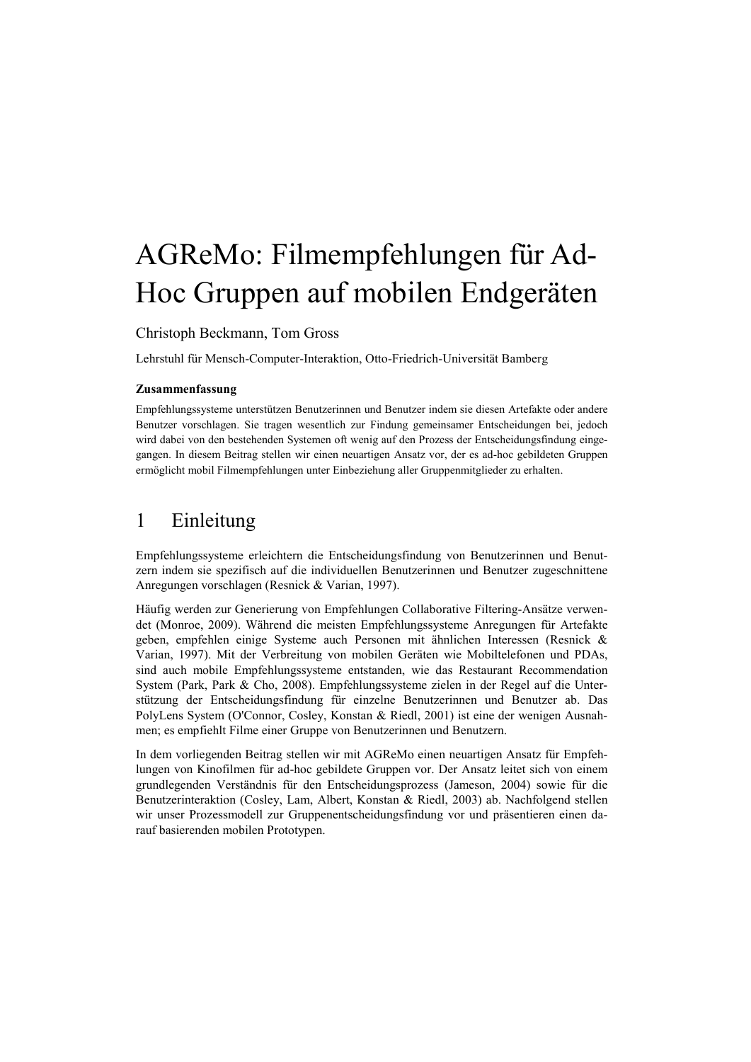# AGReMo: Filmempfehlungen für Ad-Hoc Gruppen auf mobilen Endgeräten

Christoph Beckmann, Tom Gross

Lehrstuhl für Mensch-Computer-Interaktion, Otto-Friedrich-Universität Bamberg

**Zusammenfassung**

Empfehlungssysteme unterstützen Benutzerinnen und Benutzer indem sie diesen Artefakte oder andere Benutzer vorschlagen. Sie tragen wesentlich zur Findung gemeinsamer Entscheidungen bei, jedoch wird dabei von den bestehenden Systemen oft wenig auf den Prozess der Entscheidungsfindung eingegangen. In diesem Beitrag stellen wir einen neuartigen Ansatz vor, der es ad-hoc gebildeten Gruppen ermöglicht mobil Filmempfehlungen unter Einbeziehung aller Gruppenmitglieder zu erhalten.

## 1 Einleitung

Empfehlungssysteme erleichtern die Entscheidungsfindung von Benutzerinnen und Benutzern indem sie spezifisch auf die individuellen Benutzerinnen und Benutzer zugeschnittene Anregungen vorschlagen (Resnick & Varian, 1997).

Häufig werden zur Generierung von Empfehlungen Collaborative Filtering-Ansätze verwendet (Monroe, 2009). Während die meisten Empfehlungssysteme Anregungen für Artefakte geben, empfehlen einige Systeme auch Personen mit ähnlichen Interessen (Resnick & Varian, 1997). Mit der Verbreitung von mobilen Geräten wie Mobiltelefonen und PDAs, sind auch mobile Empfehlungssysteme entstanden, wie das Restaurant Recommendation System (Park, Park & Cho, 2008). Empfehlungssysteme zielen in der Regel auf die Unterstützung der Entscheidungsfindung für einzelne Benutzerinnen und Benutzer ab. Das PolyLens System (O'Connor, Cosley, Konstan & Riedl, 2001) ist eine der wenigen Ausnahmen; es empfiehlt Filme einer Gruppe von Benutzerinnen und Benutzern.

In dem vorliegenden Beitrag stellen wir mit AGReMo einen neuartigen Ansatz für Empfehlungen von Kinofilmen für ad-hoc gebildete Gruppen vor. Der Ansatz leitet sich von einem grundlegenden Verständnis für den Entscheidungsprozess (Jameson, 2004) sowie für die Benutzerinteraktion (Cosley, Lam, Albert, Konstan & Riedl, 2003) ab. Nachfolgend stellen wir unser Prozessmodell zur Gruppenentscheidungsfindung vor und präsentieren einen darauf basierenden mobilen Prototypen.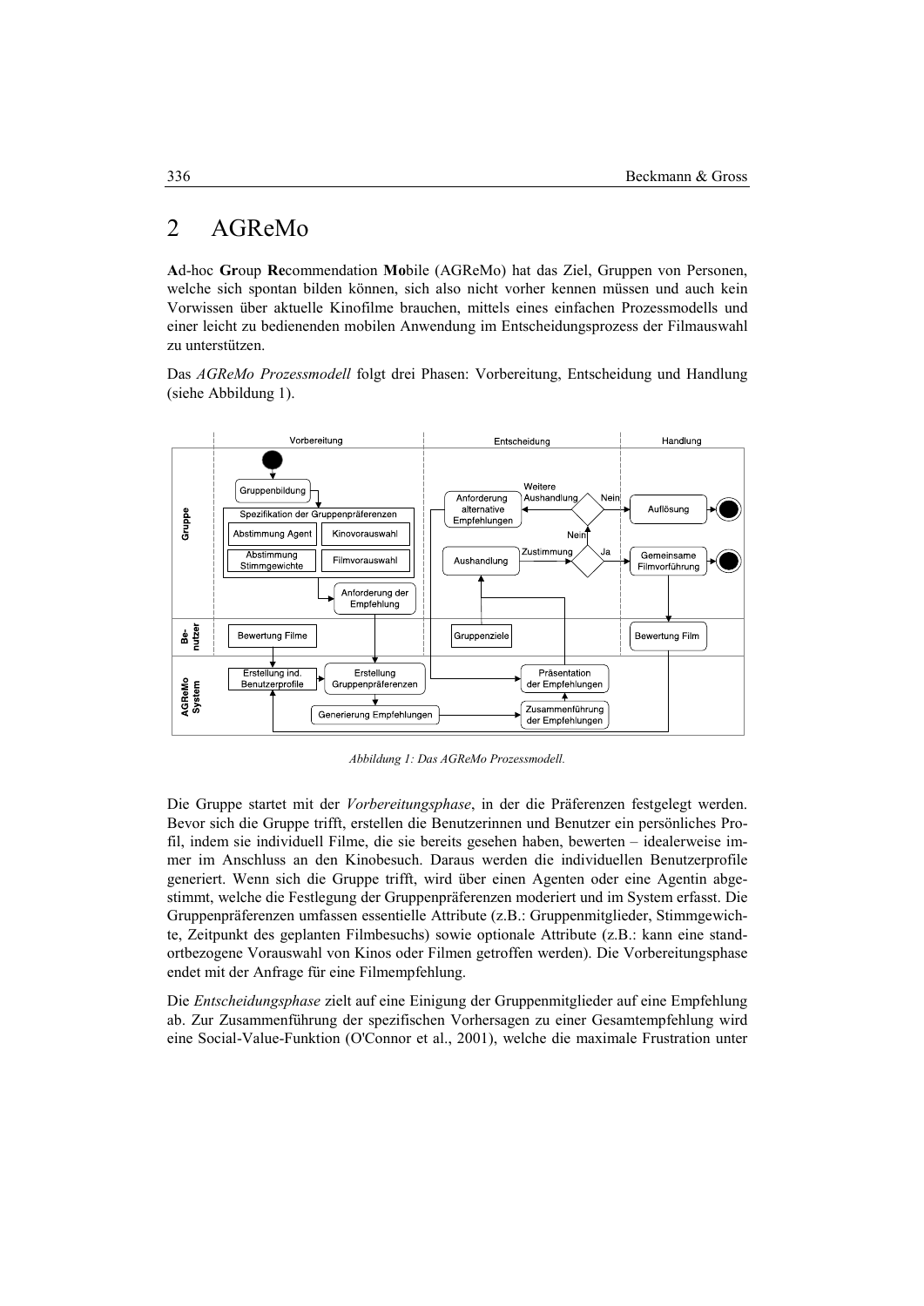## 2 AGReMo

**A**d-hoc **Gr**oup **Re**commendation **Mo**bile (AGReMo) hat das Ziel, Gruppen von Personen, welche sich spontan bilden können, sich also nicht vorher kennen müssen und auch kein Vorwissen über aktuelle Kinofilme brauchen, mittels eines einfachen Prozessmodells und einer leicht zu bedienenden mobilen Anwendung im Entscheidungsprozess der Filmauswahl zu unterstützen.

Das *AGReMo Prozessmodell* folgt drei Phasen: Vorbereitung, Entscheidung und Handlung (siehe Abbildung 1).

*Abbildung 1: Das AGReMo Prozessmodell.*

Die Gruppe startet mit der *Vorbereitungsphase*, in der die Präferenzen festgelegt werden. Bevor sich die Gruppe trifft, erstellen die Benutzerinnen und Benutzer ein persönliches Profil, indem sie individuell Filme, die sie bereits gesehen haben, bewerten – idealerweise immer im Anschluss an den Kinobesuch. Daraus werden die individuellen Benutzerprofile generiert. Wenn sich die Gruppe trifft, wird über einen Agenten oder eine Agentin abgestimmt, welche die Festlegung der Gruppenpräferenzen moderiert und im System erfasst. Die Gruppenpräferenzen umfassen essentielle Attribute (z.B.: Gruppenmitglieder, Stimmgewichte, Zeitpunkt des geplanten Filmbesuchs) sowie optionale Attribute (z.B.: kann eine standortbezogene Vorauswahl von Kinos oder Filmen getroffen werden). Die Vorbereitungsphase endet mit der Anfrage für eine Filmempfehlung.

Die *Entscheidungsphase* zielt auf eine Einigung der Gruppenmitglieder auf eine Empfehlung ab. Zur Zusammenführung der spezifischen Vorhersagen zu einer Gesamtempfehlung wird eine Social-Value-Funktion (O'Connor et al., 2001), welche die maximale Frustration unter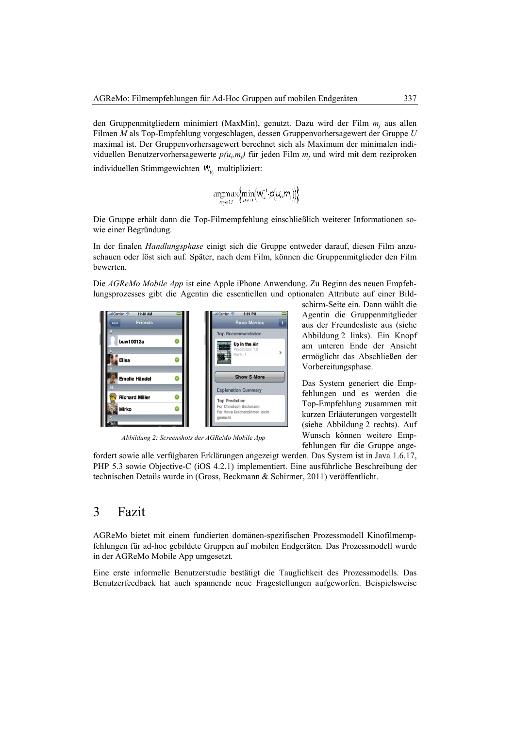den Gruppenmitgliedern minimiert (MaxMin), genutzt. Dazu wird der Film $m_j$ aus allen Filmen $M$ als Top-Empfehlung vorgeschlagen, dessen Gruppenvorhersagewert der Gruppe $U$ maximal ist. Der Gruppenvorhersagewert berechnet sich als Maximum der minimalen individuellen Benutzervorhersagewerte $p(u_i,m_j)$ für jeden Film $m_j$ und wird mit dem reziproken individuellen Stimmgewichten $w_{u_i}$ multipliziert:

$$\underset{m_j \in M}{\operatorname{argmax}} \left\{ \min_{u_i \in U} \left( w_{u_i}^{-1} \cdot p(u_i, m_j) \right) \right\}$$

Die Gruppe erhält dann die Top-Filmempfehlung einschließlich weiterer Informationen sowie einer Begründung.

In der finalen *Handlungsphase* einigt sich die Gruppe entweder darauf, diesen Film anzuschauen oder löst sich auf. Später, nach dem Film, können die Gruppenmitglieder den Film bewerten.

Die *AGReMo Mobile App* ist eine Apple iPhone Anwendung. Zu Beginn des neuen Empfehlungsprozesses gibt die Agentin die essentiellen und optionalen Attribute auf einer Bildschirm-Seite ein. Dann wählt die Agentin die Gruppenmitglieder aus der Freundesliste aus (siehe Abbildung 2 links). Ein Knopf am unteren Ende der Ansicht ermöglicht das Abschließen der Vorbereitungsphase.

*Abbildung 2: Screenshots der AGReMo Mobile App*

Das System generiert die Empfehlungen und es werden die Top-Empfehlung zusammen mit kurzen Erläuterungen vorgestellt (siehe Abbildung 2 rechts). Auf Wunsch können weitere Empfehlungen für die Gruppe angefordert sowie alle verfügbaren Erklärungen angezeigt werden. Das System ist in Java 1.6.17, PHP 5.3 sowie Objective-C (iOS 4.2.1) implementiert. Eine ausführliche Beschreibung der technischen Details wurde in (Gross, Beckmann & Schirmer, 2011) veröffentlicht.

# 3 Fazit

AGReMo bietet mit einem fundierten domänen-spezifischen Prozessmodell Kinofilmempfehlungen für ad-hoc gebildete Gruppen auf mobilen Endgeräten. Das Prozessmodell wurde in der AGReMo Mobile App umgesetzt.

Eine erste informelle Benutzerstudie bestätigt die Tauglichkeit des Prozessmodells. Das Benutzerfeedback hat auch spannende neue Fragestellungen aufgeworfen. Beispielsweise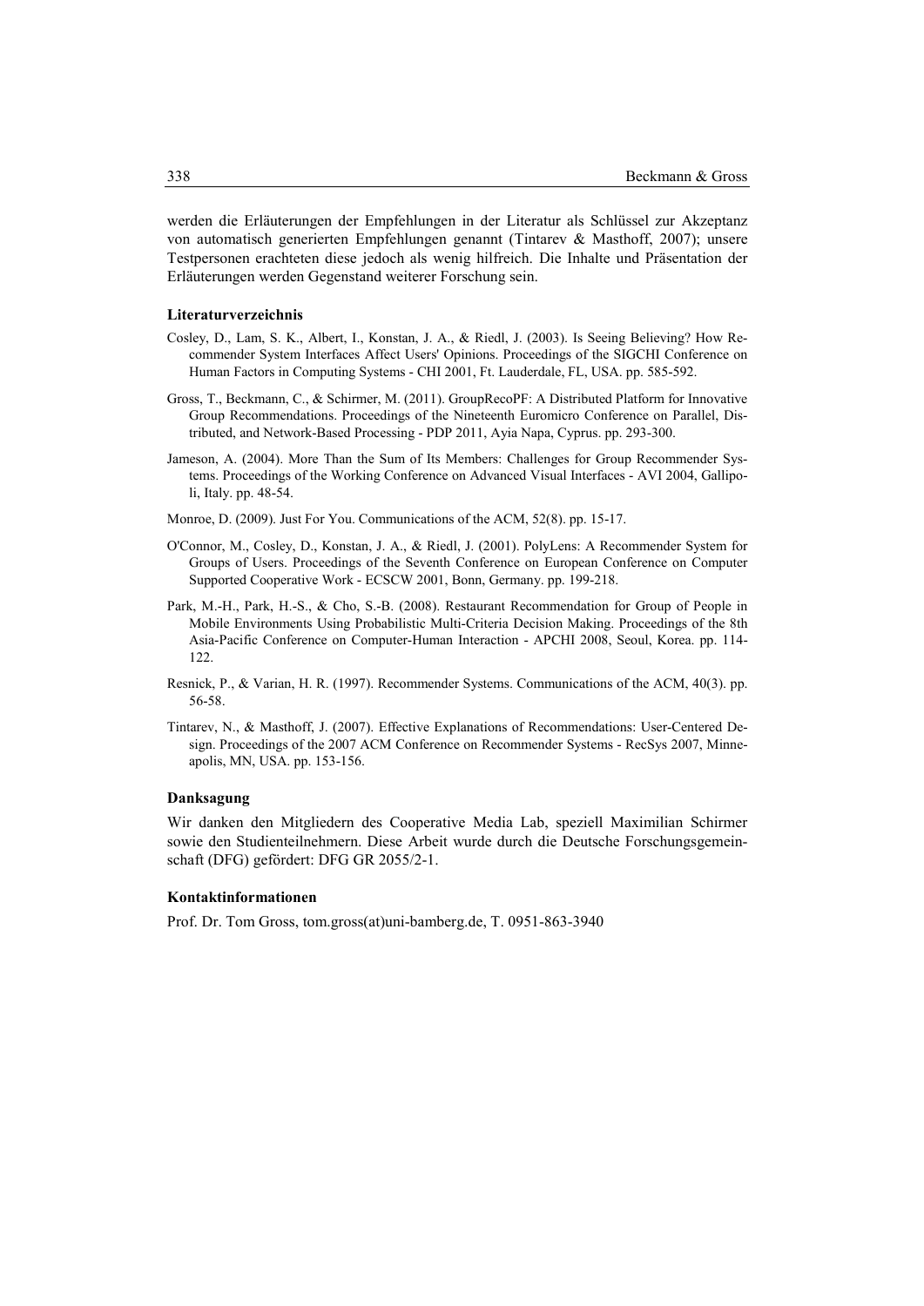werden die Erläuterungen der Empfehlungen in der Literatur als Schlüssel zur Akzeptanz von automatisch generierten Empfehlungen genannt (Tintarev & Masthoff, 2007); unsere Testpersonen erachteten diese jedoch als wenig hilfreich. Die Inhalte und Präsentation der Erläuterungen werden Gegenstand weiterer Forschung sein.

### Literaturverzeichnis

Cosley, D., Lam, S. K., Albert, I., Konstan, J. A., & Riedl, J. (2003). Is Seeing Believing? How Recommender System Interfaces Affect Users' Opinions. Proceedings of the SIGCHI Conference on Human Factors in Computing Systems - CHI 2001, Ft. Lauderdale, FL, USA. pp. 585-592.

Gross, T., Beckmann, C., & Schirmer, M. (2011). GroupRecoPF: A Distributed Platform for Innovative Group Recommendations. Proceedings of the Nineteenth Euromicro Conference on Parallel, Distributed, and Network-Based Processing - PDP 2011, Ayia Napa, Cyprus. pp. 293-300.

Jameson, A. (2004). More Than the Sum of Its Members: Challenges for Group Recommender Systems. Proceedings of the Working Conference on Advanced Visual Interfaces - AVI 2004, Gallipoli, Italy. pp. 48-54.

Monroe, D. (2009). Just For You. Communications of the ACM, 52(8). pp. 15-17.

O'Connor, M., Cosley, D., Konstan, J. A., & Riedl, J. (2001). PolyLens: A Recommender System for Groups of Users. Proceedings of the Seventh Conference on European Conference on Computer Supported Cooperative Work - ECSCW 2001, Bonn, Germany. pp. 199-218.

Park, M.-H., Park, H.-S., & Cho, S.-B. (2008). Restaurant Recommendation for Group of People in Mobile Environments Using Probabilistic Multi-Criteria Decision Making. Proceedings of the 8th Asia-Pacific Conference on Computer-Human Interaction - APCHI 2008, Seoul, Korea. pp. 114-122.

Resnick, P., & Varian, H. R. (1997). Recommender Systems. Communications of the ACM, 40(3). pp. 56-58.

Tintarev, N., & Masthoff, J. (2007). Effective Explanations of Recommendations: User-Centered Design. Proceedings of the 2007 ACM Conference on Recommender Systems - RecSys 2007, Minneapolis, MN, USA. pp. 153-156.

### Danksagung

Wir danken den Mitgliedern des Cooperative Media Lab, speziell Maximilian Schirmer sowie den Studienteilnehmern. Diese Arbeit wurde durch die Deutsche Forschungsgemeinschaft (DFG) gefördert: DFG GR 2055/2-1.

### Kontaktinformationen

Prof. Dr. Tom Gross, tom.gross(at)uni-bamberg.de, T. 0951-863-3940